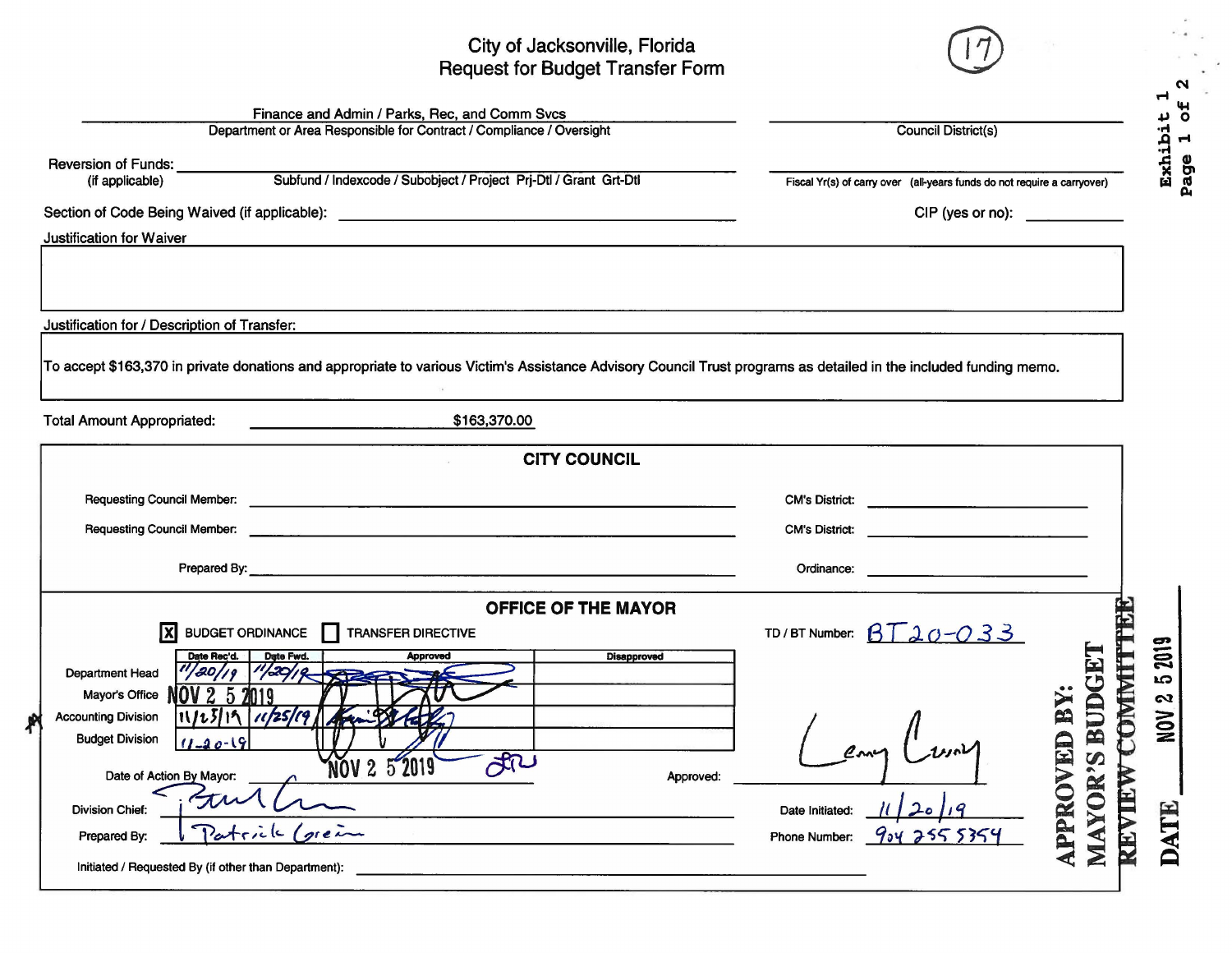# City of Jacksonville, Florida
## Request for Budget Transfer Form

(17)

Exhibit 1
Page 1 of 2

Finance and Admin / Parks, Rec, and Comm Svcs
Department or Area Responsible for Contract / Compliance / Oversight

Council District(s)

Reversion of Funds: (if applicable)
Subfund / Indexcode / Subobject / Project Prj-Dtl / Grant Grt-Dtl

Fiscal Yr(s) of carry over (all-years funds do not require a carryover)

Section of Code Being Waived (if applicable):

CIP (yes or no):

Justification for Waiver

Justification for / Description of Transfer:

To accept $163,370 in private donations and appropriate to various Victim's Assistance Advisory Council Trust programs as detailed in the included funding memo.

Total Amount Appropriated: $163,370.00

### CITY COUNCIL

Requesting Council Member: CM's District:

Requesting Council Member: CM's District:

Prepared By: Ordinance:

### OFFICE OF THE MAYOR

[X] BUDGET ORDINANCE [ ] TRANSFER DIRECTIVE

TD / BT Number: BT20-033

| | Date Rec'd. | Date Fwd. | Approved | Disapproved |
|---|---|---|---|---|
| Department Head | 11/20/19 | 11/20/19 | [signature] | |
| Mayor's Office | NOV 2 5 2019 | | [signature] | |
| Accounting Division | 11/25/19 | 11/25/19 | [signature] | |
| Budget Division | 11-20-19 | | [signature] | |

Date of Action By Mayor: NOV 2 5 2019

Approved: [signature]

Division Chief: [signature]

Prepared By: Patrick Green

Date Initiated: 11/20/19

Phone Number: 904 255 5354

Initiated / Requested By (if other than Department):

APPROVED BY:
MAYOR'S BUDGET
REVIEW COMMITTEE

DATE NOV 2 5 2019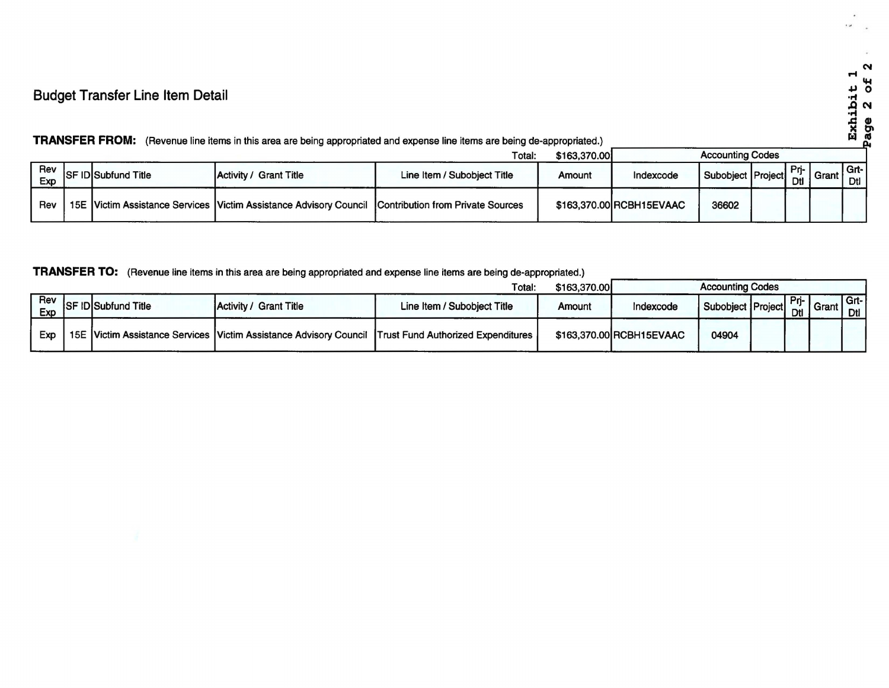# Budget Transfer Line Item Detail

Exhibit 1

**TRANSFER FROM:** (Revenue line items in this area are being appropriated and expense line items are being de-appropriated.)

Total: $163,370.00

| | | | | | | Accounting Codes | | | | | |
|---|---|---|---|---|---|---|---|---|---|---|---|
| Rev Exp | SF ID | Subfund Title | Activity / Grant Title | Line Item / Subobject Title | Amount | Indexcode | Subobject | Project | Prj-Dtl | Grant | Grt-Dtl |
| Rev | 15E | Victim Assistance Services | Victim Assistance Advisory Council | Contribution from Private Sources | $163,370.00 | RCBH15EVAAC | 36602 | | | | |

**TRANSFER TO:** (Revenue line items in this area are being appropriated and expense line items are being de-appropriated.)

Total: $163,370.00

| | | | | | | Accounting Codes | | | | | |
|---|---|---|---|---|---|---|---|---|---|---|---|
| Rev Exp | SF ID | Subfund Title | Activity / Grant Title | Line Item / Subobject Title | Amount | Indexcode | Subobject | Project | Prj-Dtl | Grant | Grt-Dtl |
| Exp | 15E | Victim Assistance Services | Victim Assistance Advisory Council | Trust Fund Authorized Expenditures | $163,370.00 | RCBH15EVAAC | 04904 | | | | |